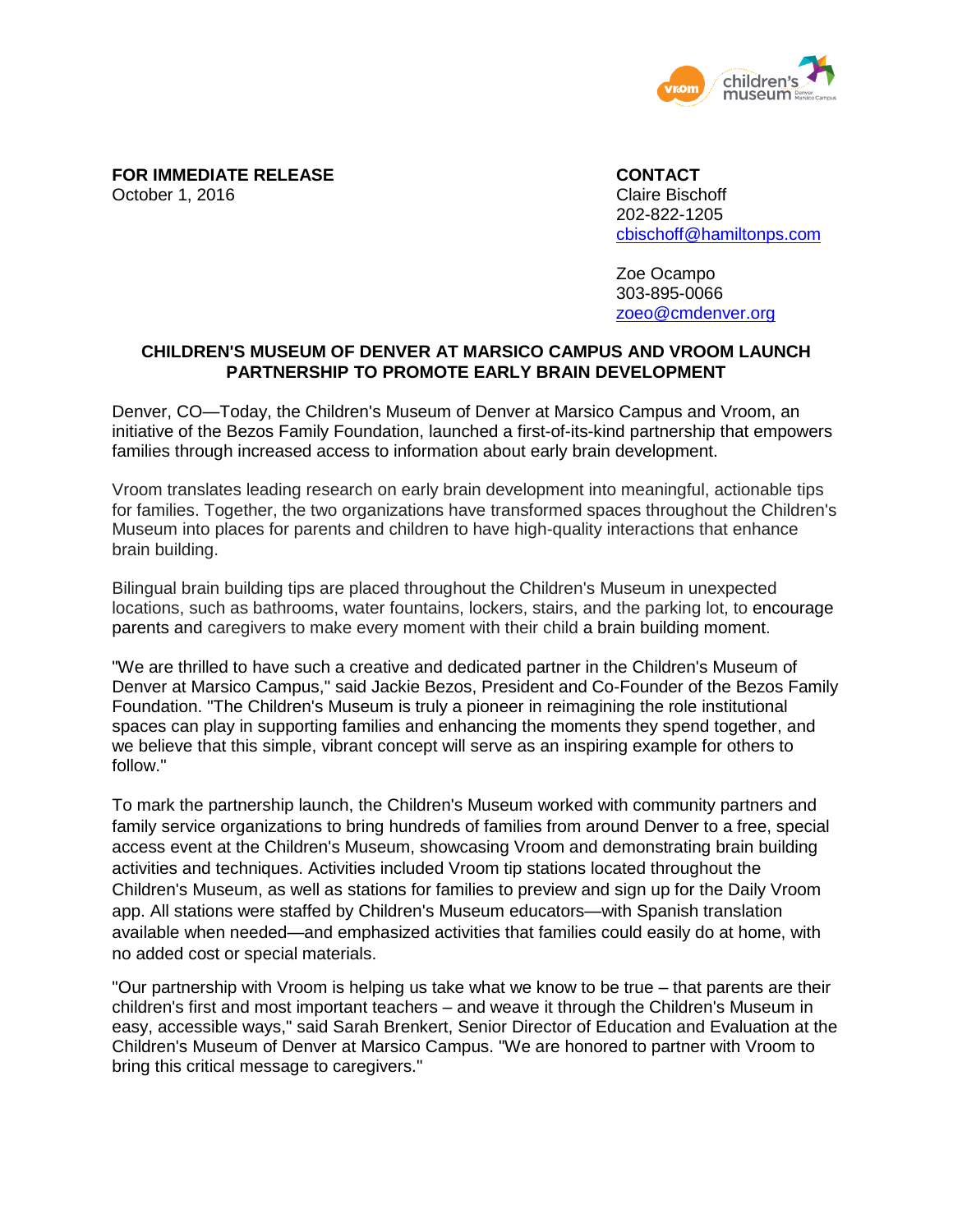**FOR IMMEDIATE RELEASE**
October 1, 2016

**CONTACT**
Claire Bischoff
202-822-1205
cbischoff@hamiltonps.com

Zoe Ocampo
303-895-0066
zoeo@cmdenver.org

## CHILDREN'S MUSEUM OF DENVER AT MARSICO CAMPUS AND VROOM LAUNCH PARTNERSHIP TO PROMOTE EARLY BRAIN DEVELOPMENT

Denver, CO—Today, the Children's Museum of Denver at Marsico Campus and Vroom, an initiative of the Bezos Family Foundation, launched a first-of-its-kind partnership that empowers families through increased access to information about early brain development.

Vroom translates leading research on early brain development into meaningful, actionable tips for families. Together, the two organizations have transformed spaces throughout the Children's Museum into places for parents and children to have high-quality interactions that enhance brain building.

Bilingual brain building tips are placed throughout the Children's Museum in unexpected locations, such as bathrooms, water fountains, lockers, stairs, and the parking lot, to encourage parents and caregivers to make every moment with their child a brain building moment.

"We are thrilled to have such a creative and dedicated partner in the Children's Museum of Denver at Marsico Campus," said Jackie Bezos, President and Co-Founder of the Bezos Family Foundation. "The Children's Museum is truly a pioneer in reimagining the role institutional spaces can play in supporting families and enhancing the moments they spend together, and we believe that this simple, vibrant concept will serve as an inspiring example for others to follow."

To mark the partnership launch, the Children's Museum worked with community partners and family service organizations to bring hundreds of families from around Denver to a free, special access event at the Children's Museum, showcasing Vroom and demonstrating brain building activities and techniques. Activities included Vroom tip stations located throughout the Children's Museum, as well as stations for families to preview and sign up for the Daily Vroom app. All stations were staffed by Children's Museum educators—with Spanish translation available when needed—and emphasized activities that families could easily do at home, with no added cost or special materials.

"Our partnership with Vroom is helping us take what we know to be true – that parents are their children's first and most important teachers – and weave it through the Children's Museum in easy, accessible ways," said Sarah Brenkert, Senior Director of Education and Evaluation at the Children's Museum of Denver at Marsico Campus. "We are honored to partner with Vroom to bring this critical message to caregivers."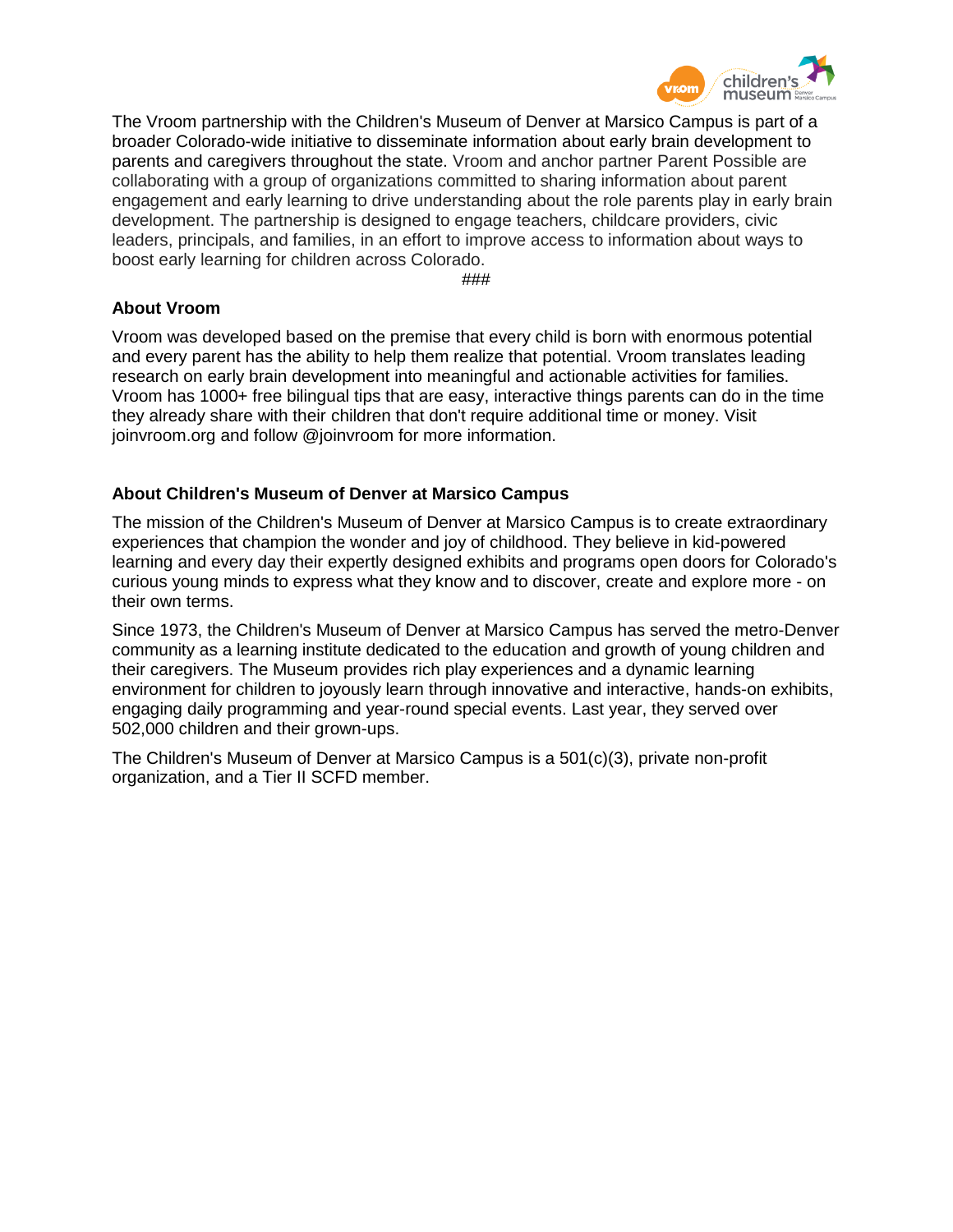The Vroom partnership with the Children's Museum of Denver at Marsico Campus is part of a broader Colorado-wide initiative to disseminate information about early brain development to parents and caregivers throughout the state. Vroom and anchor partner Parent Possible are collaborating with a group of organizations committed to sharing information about parent engagement and early learning to drive understanding about the role parents play in early brain development. The partnership is designed to engage teachers, childcare providers, civic leaders, principals, and families, in an effort to improve access to information about ways to boost early learning for children across Colorado.

###

**About Vroom**

Vroom was developed based on the premise that every child is born with enormous potential and every parent has the ability to help them realize that potential. Vroom translates leading research on early brain development into meaningful and actionable activities for families. Vroom has 1000+ free bilingual tips that are easy, interactive things parents can do in the time they already share with their children that don't require additional time or money. Visit joinvroom.org and follow @joinvroom for more information.

**About Children's Museum of Denver at Marsico Campus**

The mission of the Children's Museum of Denver at Marsico Campus is to create extraordinary experiences that champion the wonder and joy of childhood. They believe in kid-powered learning and every day their expertly designed exhibits and programs open doors for Colorado's curious young minds to express what they know and to discover, create and explore more - on their own terms.

Since 1973, the Children's Museum of Denver at Marsico Campus has served the metro-Denver community as a learning institute dedicated to the education and growth of young children and their caregivers. The Museum provides rich play experiences and a dynamic learning environment for children to joyously learn through innovative and interactive, hands-on exhibits, engaging daily programming and year-round special events. Last year, they served over 502,000 children and their grown-ups.

The Children's Museum of Denver at Marsico Campus is a 501(c)(3), private non-profit organization, and a Tier II SCFD member.